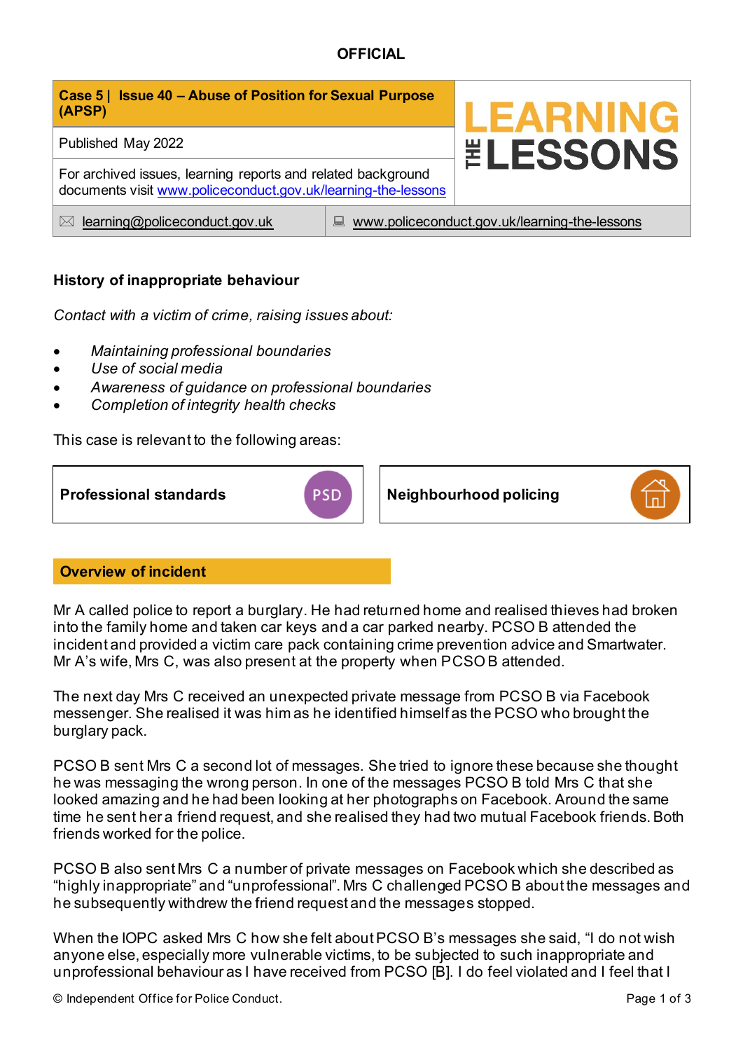**OFFICIAL**

| **Case 5 \| Issue 40 – Abuse of Position for Sexual Purpose (APSP)** | **LEARNING THE LESSONS** |
|---|---|
| Published May 2022 | |
| For archived issues, learning reports and related background documents visit [www.policeconduct.gov.uk/learning-the-lessons](http://www.policeconduct.gov.uk/learning-the-lessons) | |
| ✉ [learning@policeconduct.gov.uk](mailto:learning@policeconduct.gov.uk) | [www.policeconduct.gov.uk/learning-the-lessons](http://www.policeconduct.gov.uk/learning-the-lessons) |

## History of inappropriate behaviour

*Contact with a victim of crime, raising issues about:*

- *Maintaining professional boundaries*
- *Use of social media*
- *Awareness of guidance on professional boundaries*
- *Completion of integrity health checks*

This case is relevant to the following areas:

| **Professional standards** (PSD) | **Neighbourhood policing** |
|---|---|

## Overview of incident

Mr A called police to report a burglary. He had returned home and realised thieves had broken into the family home and taken car keys and a car parked nearby. PCSO B attended the incident and provided a victim care pack containing crime prevention advice and Smartwater. Mr A's wife, Mrs C, was also present at the property when PCSO B attended.

The next day Mrs C received an unexpected private message from PCSO B via Facebook messenger. She realised it was him as he identified himself as the PCSO who brought the burglary pack.

PCSO B sent Mrs C a second lot of messages. She tried to ignore these because she thought he was messaging the wrong person. In one of the messages PCSO B told Mrs C that she looked amazing and he had been looking at her photographs on Facebook. Around the same time he sent her a friend request, and she realised they had two mutual Facebook friends. Both friends worked for the police.

PCSO B also sent Mrs C a number of private messages on Facebook which she described as "highly inappropriate" and "unprofessional". Mrs C challenged PCSO B about the messages and he subsequently withdrew the friend request and the messages stopped.

When the IOPC asked Mrs C how she felt about PCSO B's messages she said, "I do not wish anyone else, especially more vulnerable victims, to be subjected to such inappropriate and unprofessional behaviour as I have received from PCSO [B]. I do feel violated and I feel that I

© Independent Office for Police Conduct.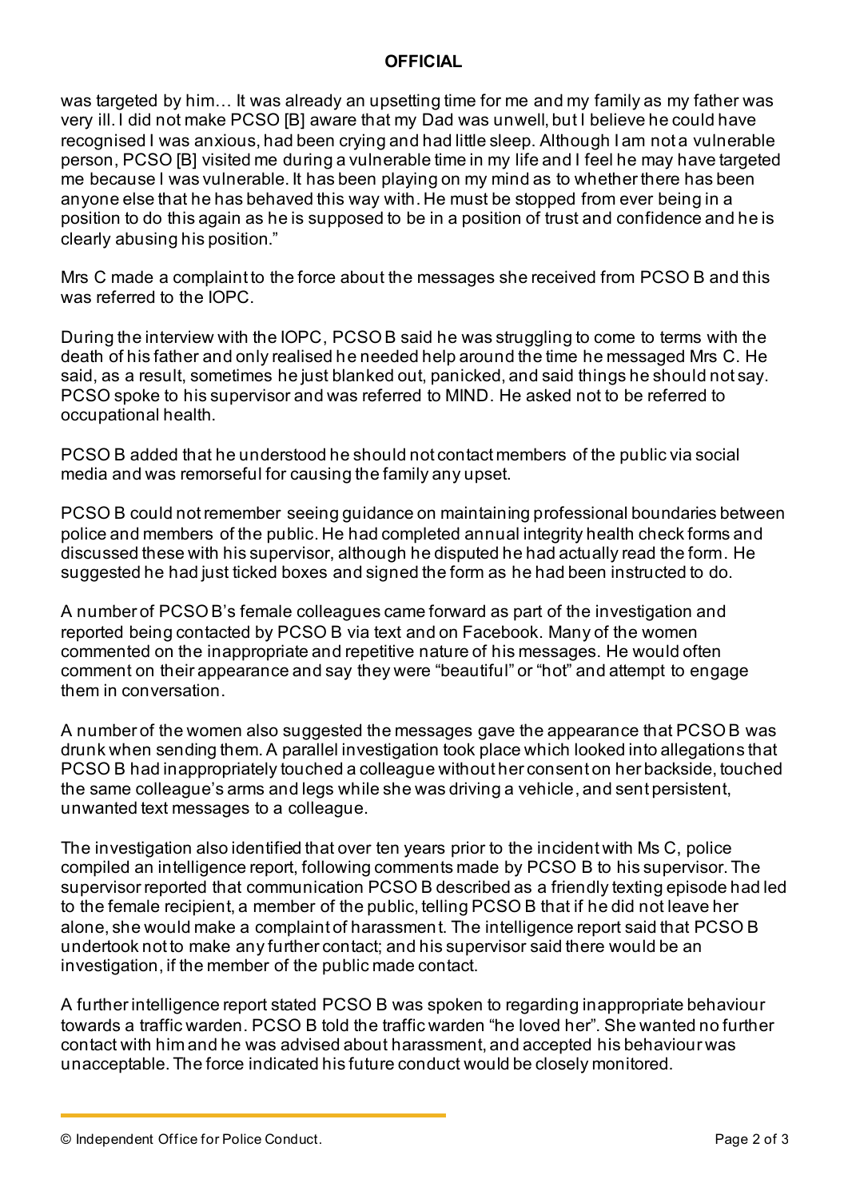was targeted by him… It was already an upsetting time for me and my family as my father was very ill. I did not make PCSO [B] aware that my Dad was unwell, but I believe he could have recognised I was anxious, had been crying and had little sleep. Although I am not a vulnerable person, PCSO [B] visited me during a vulnerable time in my life and I feel he may have targeted me because I was vulnerable. It has been playing on my mind as to whether there has been anyone else that he has behaved this way with. He must be stopped from ever being in a position to do this again as he is supposed to be in a position of trust and confidence and he is clearly abusing his position."

Mrs C made a complaint to the force about the messages she received from PCSO B and this was referred to the IOPC.

During the interview with the IOPC, PCSO B said he was struggling to come to terms with the death of his father and only realised he needed help around the time he messaged Mrs C. He said, as a result, sometimes he just blanked out, panicked, and said things he should not say. PCSO spoke to his supervisor and was referred to MIND. He asked not to be referred to occupational health.

PCSO B added that he understood he should not contact members of the public via social media and was remorseful for causing the family any upset.

PCSO B could not remember seeing guidance on maintaining professional boundaries between police and members of the public. He had completed annual integrity health check forms and discussed these with his supervisor, although he disputed he had actually read the form. He suggested he had just ticked boxes and signed the form as he had been instructed to do.

A number of PCSO B's female colleagues came forward as part of the investigation and reported being contacted by PCSO B via text and on Facebook. Many of the women commented on the inappropriate and repetitive nature of his messages. He would often comment on their appearance and say they were "beautiful" or "hot" and attempt to engage them in conversation.

A number of the women also suggested the messages gave the appearance that PCSO B was drunk when sending them. A parallel investigation took place which looked into allegations that PCSO B had inappropriately touched a colleague without her consent on her backside, touched the same colleague's arms and legs while she was driving a vehicle, and sent persistent, unwanted text messages to a colleague.

The investigation also identified that over ten years prior to the incident with Ms C, police compiled an intelligence report, following comments made by PCSO B to his supervisor. The supervisor reported that communication PCSO B described as a friendly texting episode had led to the female recipient, a member of the public, telling PCSO B that if he did not leave her alone, she would make a complaint of harassment. The intelligence report said that PCSO B undertook not to make any further contact; and his supervisor said there would be an investigation, if the member of the public made contact.

A further intelligence report stated PCSO B was spoken to regarding inappropriate behaviour towards a traffic warden. PCSO B told the traffic warden "he loved her". She wanted no further contact with him and he was advised about harassment, and accepted his behaviour was unacceptable. The force indicated his future conduct would be closely monitored.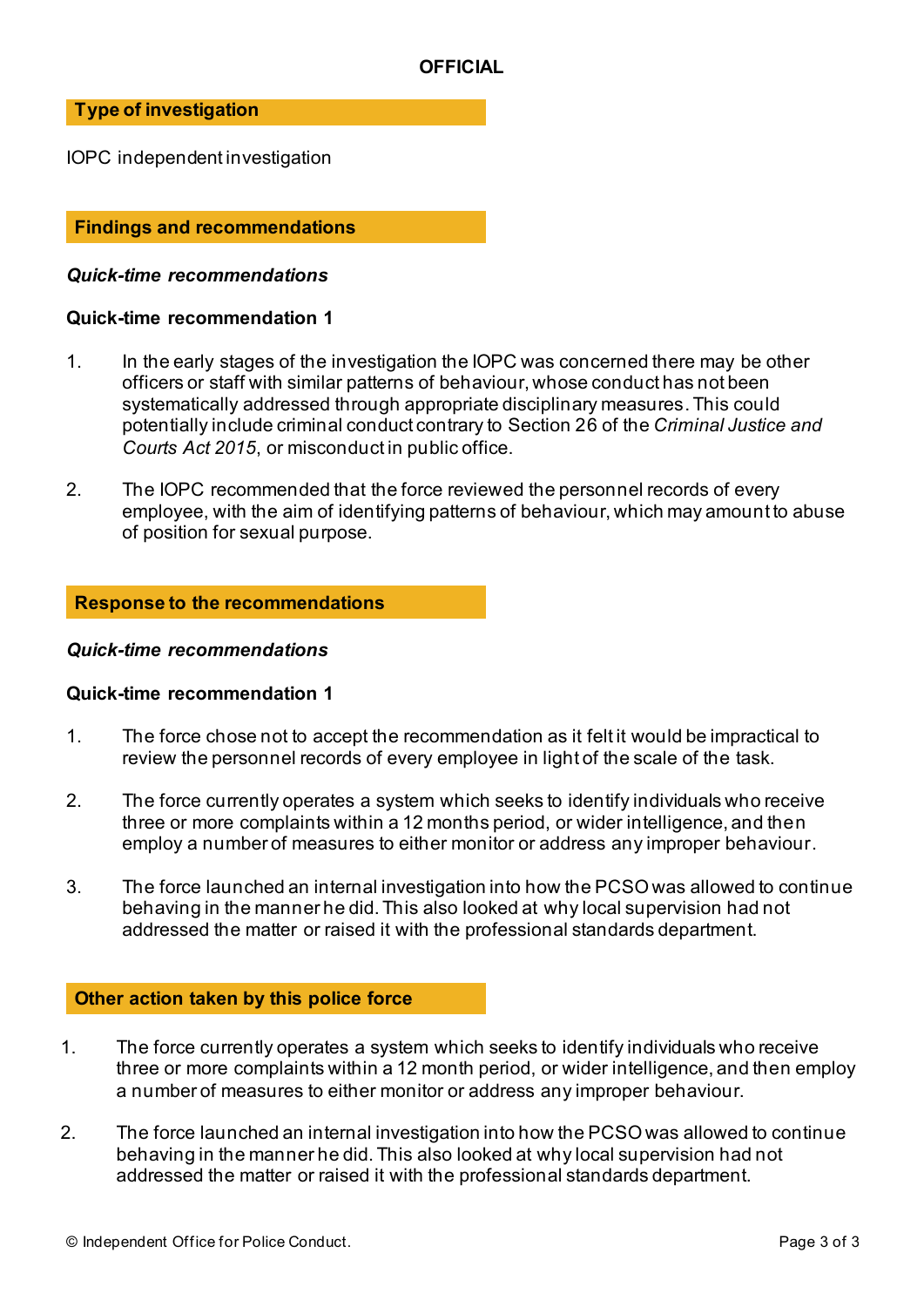OFFICIAL

## Type of investigation

IOPC independent investigation

## Findings and recommendations

### *Quick-time recommendations*

#### Quick-time recommendation 1

1. In the early stages of the investigation the IOPC was concerned there may be other officers or staff with similar patterns of behaviour, whose conduct has not been systematically addressed through appropriate disciplinary measures. This could potentially include criminal conduct contrary to Section 26 of the *Criminal Justice and Courts Act 2015*, or misconduct in public office.

2. The IOPC recommended that the force reviewed the personnel records of every employee, with the aim of identifying patterns of behaviour, which may amount to abuse of position for sexual purpose.

## Response to the recommendations

### *Quick-time recommendations*

#### Quick-time recommendation 1

1. The force chose not to accept the recommendation as it felt it would be impractical to review the personnel records of every employee in light of the scale of the task.

2. The force currently operates a system which seeks to identify individuals who receive three or more complaints within a 12 months period, or wider intelligence, and then employ a number of measures to either monitor or address any improper behaviour.

3. The force launched an internal investigation into how the PCSO was allowed to continue behaving in the manner he did. This also looked at why local supervision had not addressed the matter or raised it with the professional standards department.

## Other action taken by this police force

1. The force currently operates a system which seeks to identify individuals who receive three or more complaints within a 12 month period, or wider intelligence, and then employ a number of measures to either monitor or address any improper behaviour.

2. The force launched an internal investigation into how the PCSO was allowed to continue behaving in the manner he did. This also looked at why local supervision had not addressed the matter or raised it with the professional standards department.

© Independent Office for Police Conduct.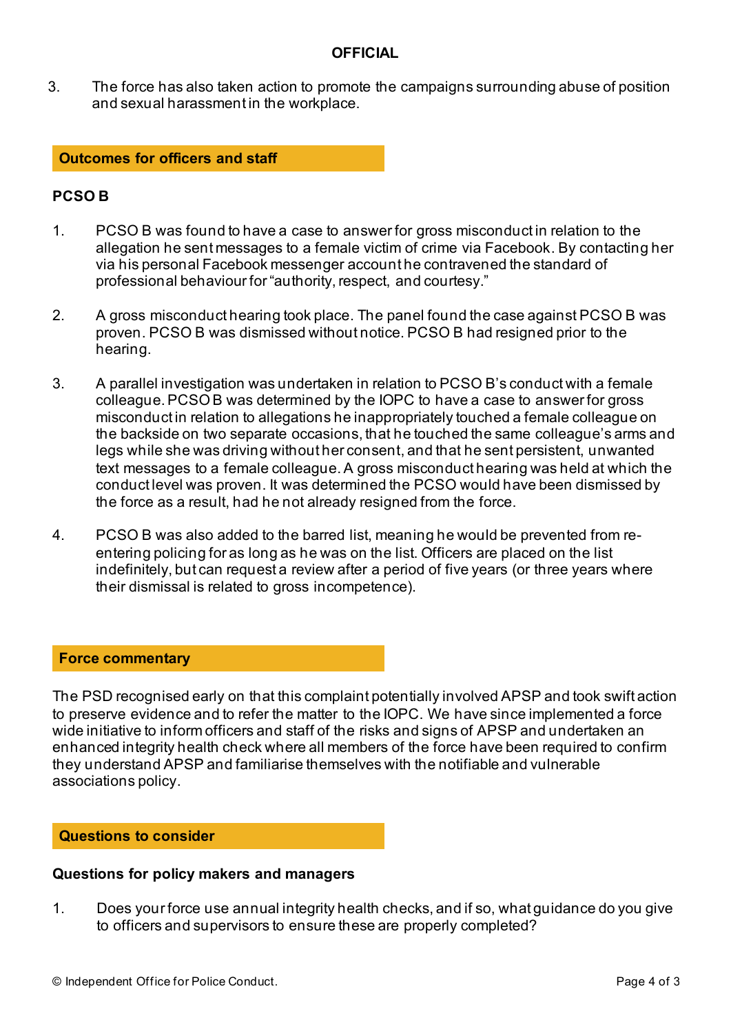3. The force has also taken action to promote the campaigns surrounding abuse of position and sexual harassment in the workplace.

## Outcomes for officers and staff

### PCSO B

1. PCSO B was found to have a case to answer for gross misconduct in relation to the allegation he sent messages to a female victim of crime via Facebook. By contacting her via his personal Facebook messenger account he contravened the standard of professional behaviour for "authority, respect, and courtesy."

2. A gross misconduct hearing took place. The panel found the case against PCSO B was proven. PCSO B was dismissed without notice. PCSO B had resigned prior to the hearing.

3. A parallel investigation was undertaken in relation to PCSO B's conduct with a female colleague. PCSO B was determined by the IOPC to have a case to answer for gross misconduct in relation to allegations he inappropriately touched a female colleague on the backside on two separate occasions, that he touched the same colleague's arms and legs while she was driving without her consent, and that he sent persistent, unwanted text messages to a female colleague. A gross misconduct hearing was held at which the conduct level was proven. It was determined the PCSO would have been dismissed by the force as a result, had he not already resigned from the force.

4. PCSO B was also added to the barred list, meaning he would be prevented from re-entering policing for as long as he was on the list. Officers are placed on the list indefinitely, but can request a review after a period of five years (or three years where their dismissal is related to gross incompetence).

## Force commentary

The PSD recognised early on that this complaint potentially involved APSP and took swift action to preserve evidence and to refer the matter to the IOPC. We have since implemented a force wide initiative to inform officers and staff of the risks and signs of APSP and undertaken an enhanced integrity health check where all members of the force have been required to confirm they understand APSP and familiarise themselves with the notifiable and vulnerable associations policy.

## Questions to consider

### Questions for policy makers and managers

1. Does your force use annual integrity health checks, and if so, what guidance do you give to officers and supervisors to ensure these are properly completed?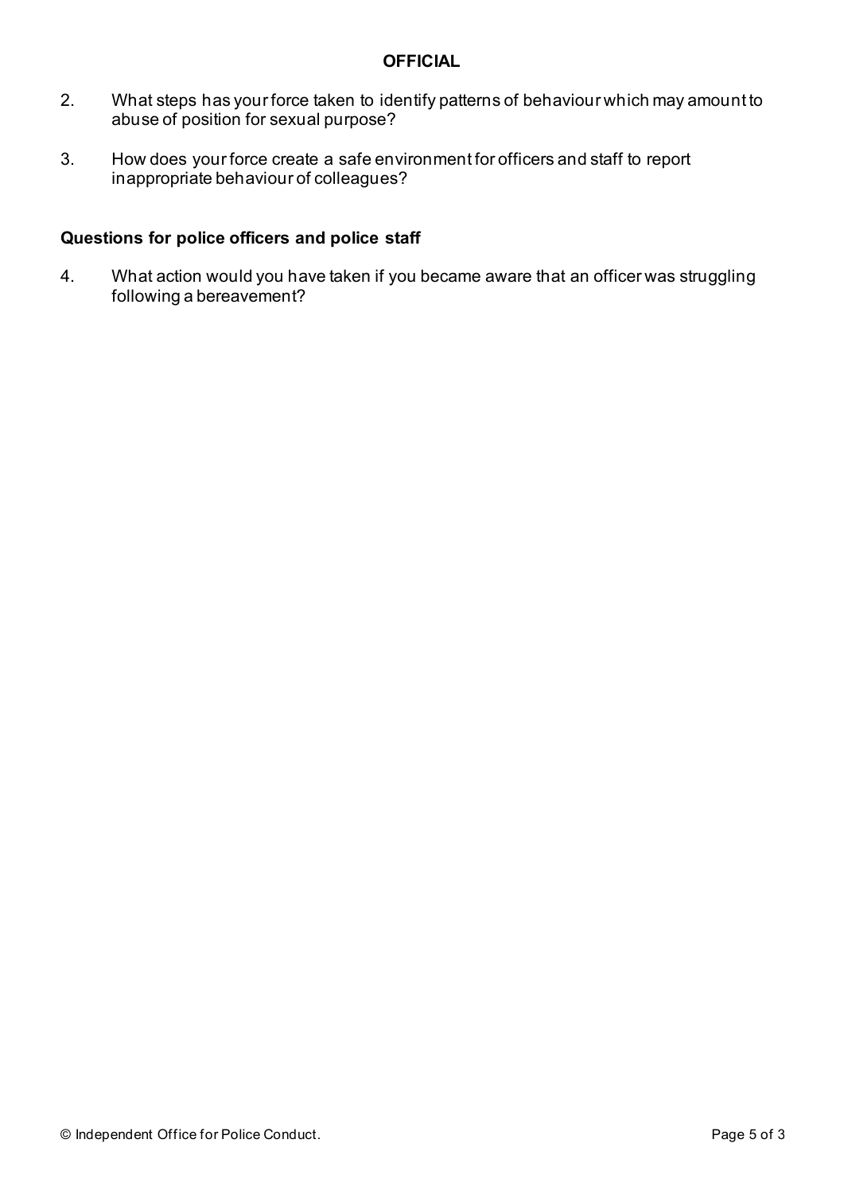2. What steps has your force taken to identify patterns of behaviour which may amount to abuse of position for sexual purpose?

3. How does your force create a safe environment for officers and staff to report inappropriate behaviour of colleagues?

**Questions for police officers and police staff**

4. What action would you have taken if you became aware that an officer was struggling following a bereavement?